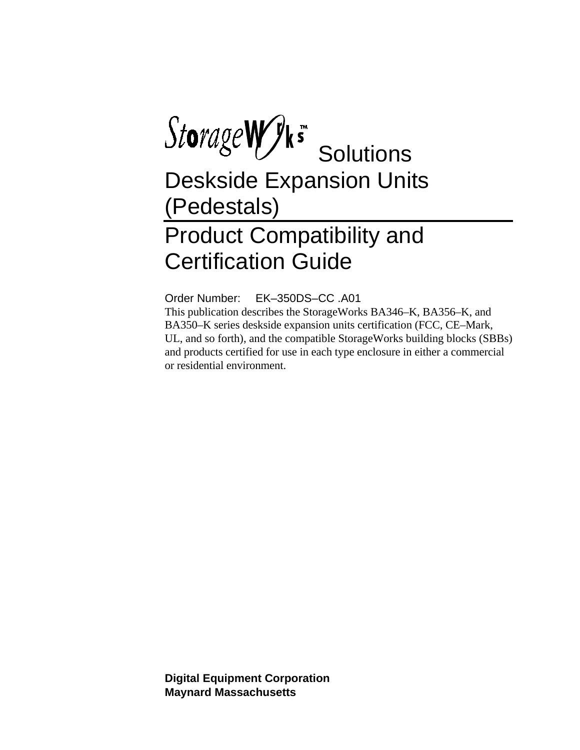# StorageWorks™ Solutions

# Deskside Expansion Units (Pedestals)

# Product Compatibility and Certification Guide

Order Number: EK–350DS–CC .A01

This publication describes the StorageWorks BA346–K, BA356–K, and BA350–K series deskside expansion units certification (FCC, CE–Mark, UL, and so forth), and the compatible StorageWorks building blocks (SBBs) and products certified for use in each type enclosure in either a commercial or residential environment.

**Digital Equipment Corporation**
**Maynard Massachusetts**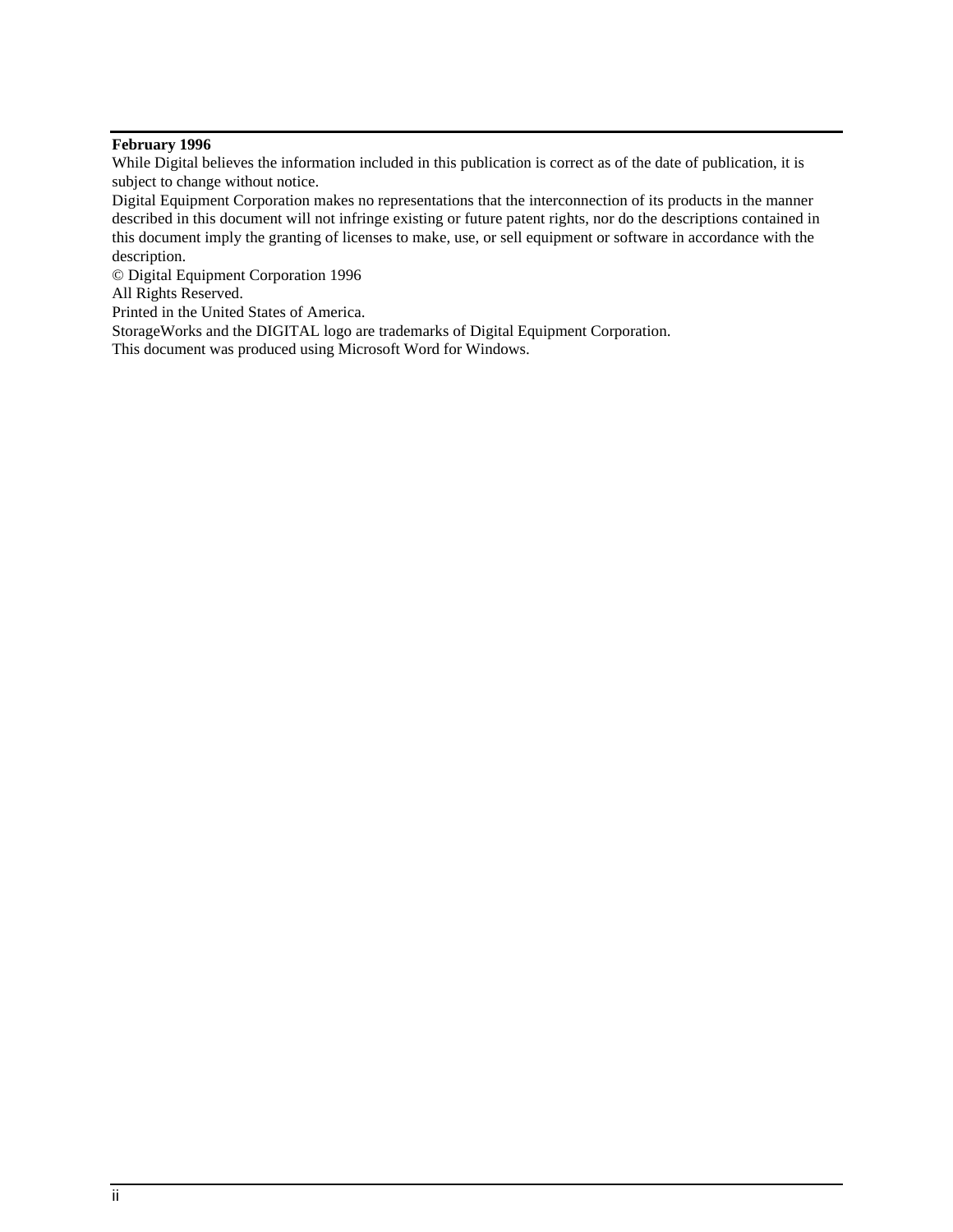**February 1996**

While Digital believes the information included in this publication is correct as of the date of publication, it is subject to change without notice.

Digital Equipment Corporation makes no representations that the interconnection of its products in the manner described in this document will not infringe existing or future patent rights, nor do the descriptions contained in this document imply the granting of licenses to make, use, or sell equipment or software in accordance with the description.

© Digital Equipment Corporation 1996

All Rights Reserved.

Printed in the United States of America.

StorageWorks and the DIGITAL logo are trademarks of Digital Equipment Corporation.

This document was produced using Microsoft Word for Windows.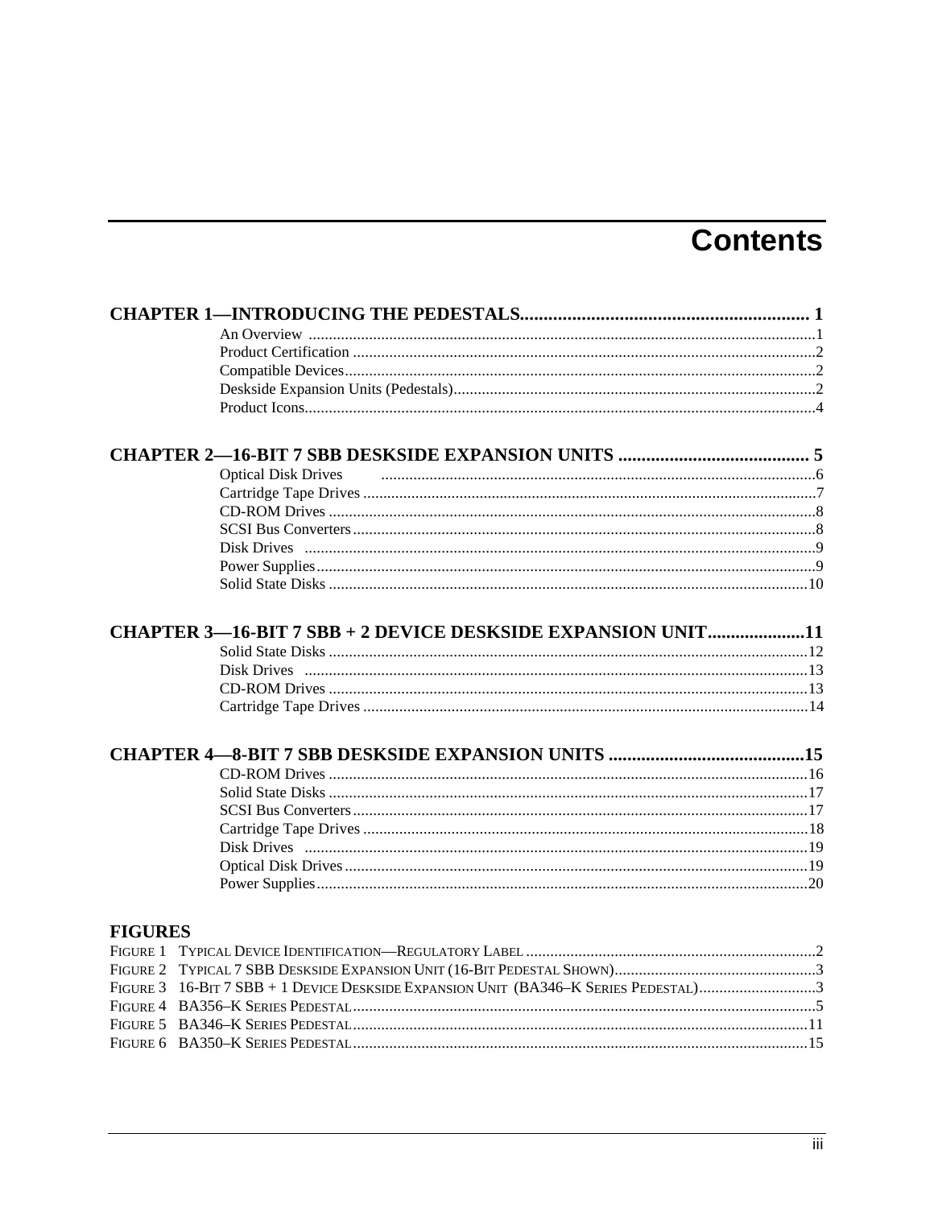# Contents

**CHAPTER 1—INTRODUCING THE PEDESTALS............................................................ 1**

- An Overview ............................................................................................................1
- Product Certification ..................................................................................................2
- Compatible Devices....................................................................................................2
- Deskside Expansion Units (Pedestals).........................................................................2
- Product Icons.............................................................................................................4

**CHAPTER 2—16-BIT 7 SBB DESKSIDE EXPANSION UNITS ......................................... 5**

- Optical Disk Drives ...........................................................................................6
- Cartridge Tape Drives ................................................................................................7
- CD-ROM Drives ........................................................................................................8
- SCSI Bus Converters..................................................................................................8
- Disk Drives ..............................................................................................................9
- Power Supplies..........................................................................................................9
- Solid State Disks ......................................................................................................10

**CHAPTER 3—16-BIT 7 SBB + 2 DEVICE DESKSIDE EXPANSION UNIT....................11**

- Solid State Disks ......................................................................................................12
- Disk Drives ............................................................................................................13
- CD-ROM Drives ......................................................................................................13
- Cartridge Tape Drives ..............................................................................................14

**CHAPTER 4—8-BIT 7 SBB DESKSIDE EXPANSION UNITS ..........................................15**

- CD-ROM Drives ......................................................................................................16
- Solid State Disks ......................................................................................................17
- SCSI Bus Converters................................................................................................17
- Cartridge Tape Drives ..............................................................................................18
- Disk Drives ............................................................................................................19
- Optical Disk Drives..................................................................................................19
- Power Supplies.........................................................................................................20

**FIGURES**

- FIGURE 1 TYPICAL DEVICE IDENTIFICATION—REGULATORY LABEL ........................................................................2
- FIGURE 2 TYPICAL 7 SBB DESKSIDE EXPANSION UNIT (16-BIT PEDESTAL SHOWN)..................................................3
- FIGURE 3 16-BIT 7 SBB + 1 DEVICE DESKSIDE EXPANSION UNIT (BA346–K SERIES PEDESTAL).............................3
- FIGURE 4 BA356–K SERIES PEDESTAL.................................................................................................................5
- FIGURE 5 BA346–K SERIES PEDESTAL................................................................................................................11
- FIGURE 6 BA350–K SERIES PEDESTAL................................................................................................................15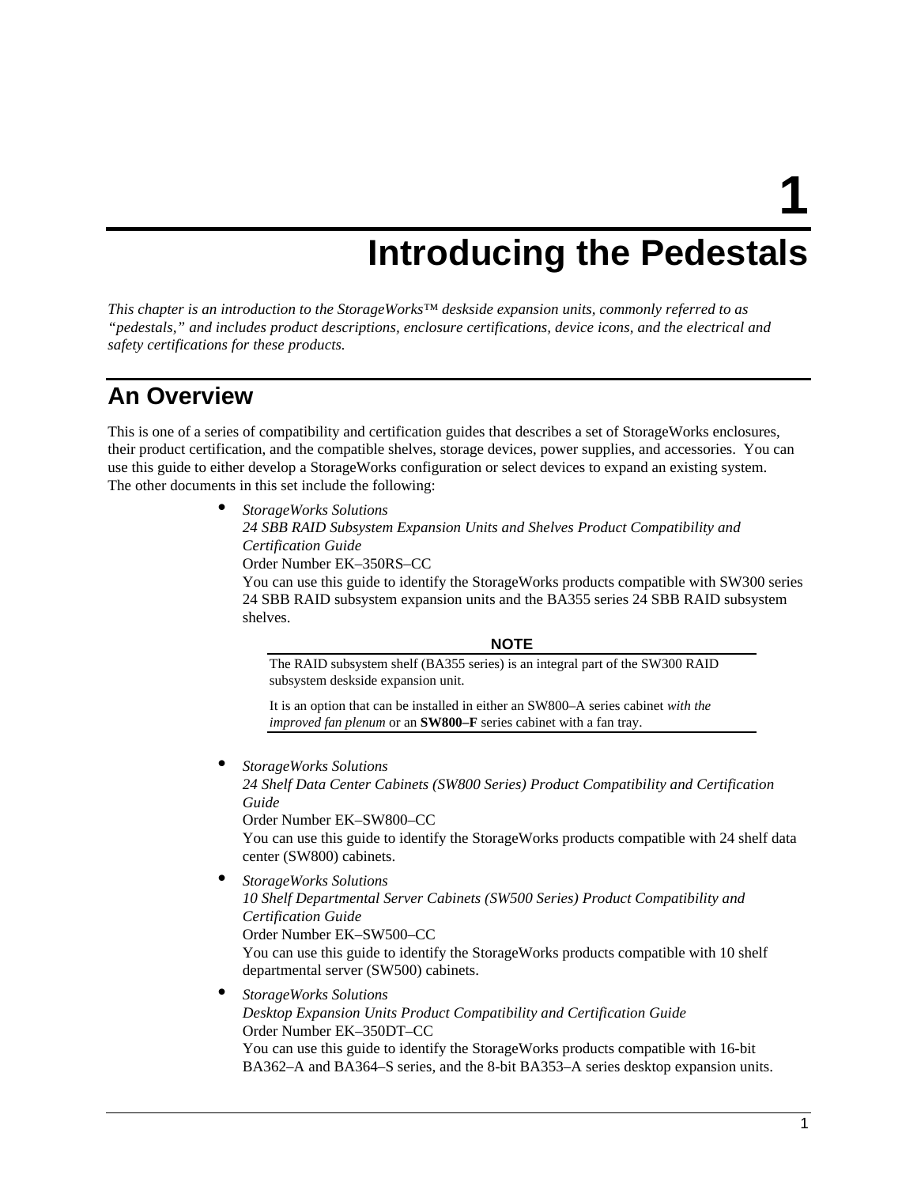// 1

# Introducing the Pedestals

*This chapter is an introduction to the StorageWorks™ deskside expansion units, commonly referred to as "pedestals," and includes product descriptions, enclosure certifications, device icons, and the electrical and safety certifications for these products.*

## An Overview

This is one of a series of compatibility and certification guides that describes a set of StorageWorks enclosures, their product certification, and the compatible shelves, storage devices, power supplies, and accessories. You can use this guide to either develop a StorageWorks configuration or select devices to expand an existing system. The other documents in this set include the following:

- *StorageWorks Solutions*
  *24 SBB RAID Subsystem Expansion Units and Shelves Product Compatibility and Certification Guide*
  Order Number EK–350RS–CC
  You can use this guide to identify the StorageWorks products compatible with SW300 series 24 SBB RAID subsystem expansion units and the BA355 series 24 SBB RAID subsystem shelves.

  **NOTE**

  The RAID subsystem shelf (BA355 series) is an integral part of the SW300 RAID subsystem deskside expansion unit.

  It is an option that can be installed in either an SW800–A series cabinet *with the improved fan plenum* or an **SW800–F** series cabinet with a fan tray.

- *StorageWorks Solutions*
  *24 Shelf Data Center Cabinets (SW800 Series) Product Compatibility and Certification Guide*
  Order Number EK–SW800–CC
  You can use this guide to identify the StorageWorks products compatible with 24 shelf data center (SW800) cabinets.
- *StorageWorks Solutions*
  *10 Shelf Departmental Server Cabinets (SW500 Series) Product Compatibility and Certification Guide*
  Order Number EK–SW500–CC
  You can use this guide to identify the StorageWorks products compatible with 10 shelf departmental server (SW500) cabinets.
- *StorageWorks Solutions*
  *Desktop Expansion Units Product Compatibility and Certification Guide*
  Order Number EK–350DT–CC
  You can use this guide to identify the StorageWorks products compatible with 16-bit BA362–A and BA364–S series, and the 8-bit BA353–A series desktop expansion units.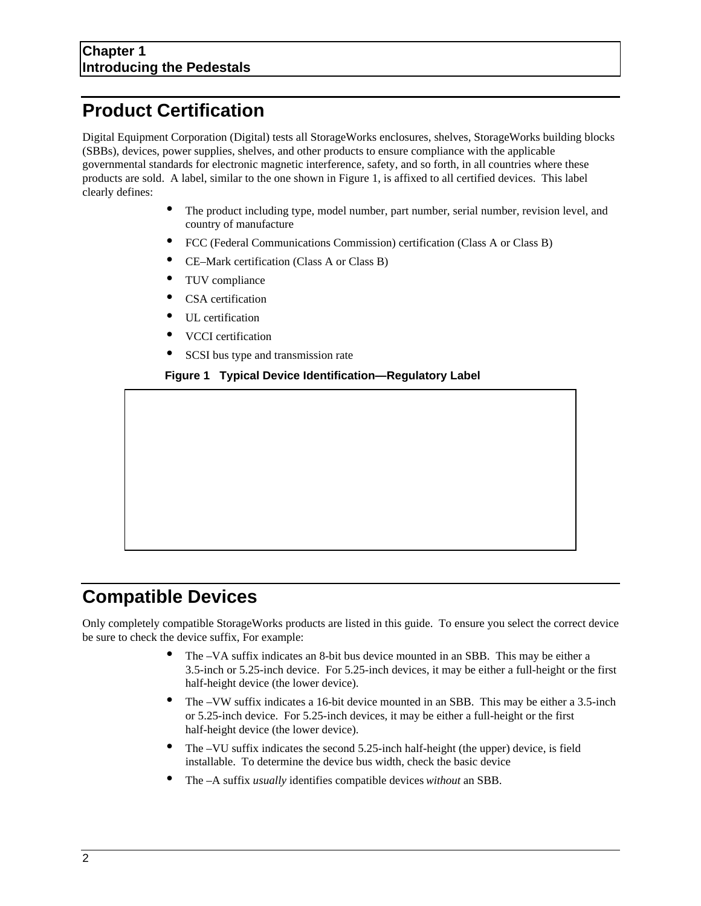# Product Certification

Digital Equipment Corporation (Digital) tests all StorageWorks enclosures, shelves, StorageWorks building blocks (SBBs), devices, power supplies, shelves, and other products to ensure compliance with the applicable governmental standards for electronic magnetic interference, safety, and so forth, in all countries where these products are sold. A label, similar to the one shown in Figure 1, is affixed to all certified devices. This label clearly defines:

- The product including type, model number, part number, serial number, revision level, and country of manufacture
- FCC (Federal Communications Commission) certification (Class A or Class B)
- CE–Mark certification (Class A or Class B)
- TUV compliance
- CSA certification
- UL certification
- VCCI certification
- SCSI bus type and transmission rate

**Figure 1 Typical Device Identification—Regulatory Label**

# Compatible Devices

Only completely compatible StorageWorks products are listed in this guide. To ensure you select the correct device be sure to check the device suffix, For example:

- The –VA suffix indicates an 8-bit bus device mounted in an SBB. This may be either a 3.5-inch or 5.25-inch device. For 5.25-inch devices, it may be either a full-height or the first half-height device (the lower device).
- The –VW suffix indicates a 16-bit device mounted in an SBB. This may be either a 3.5-inch or 5.25-inch device. For 5.25-inch devices, it may be either a full-height or the first half-height device (the lower device).
- The –VU suffix indicates the second 5.25-inch half-height (the upper) device, is field installable. To determine the device bus width, check the basic device
- The –A suffix *usually* identifies compatible devices *without* an SBB.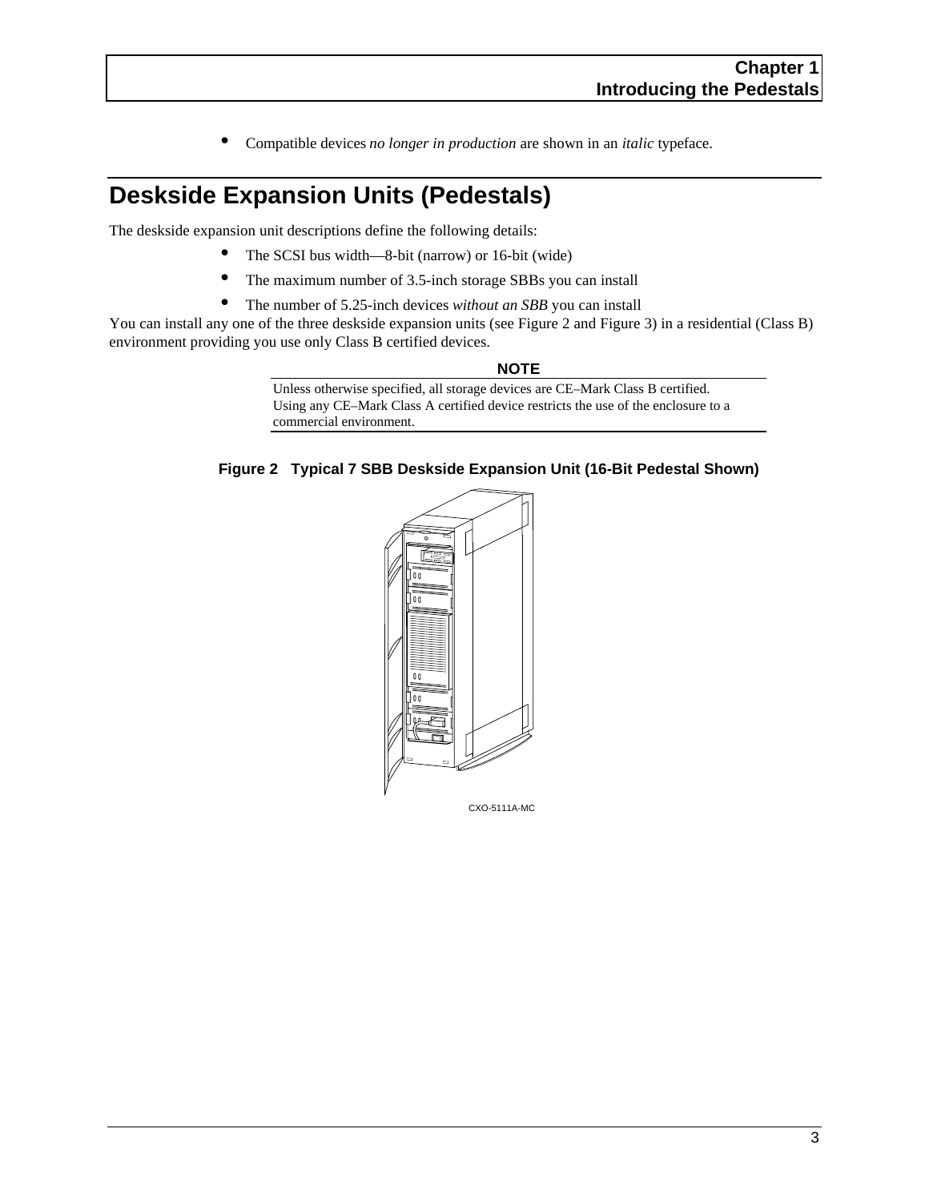- Compatible devices *no longer in production* are shown in an *italic* typeface.

## Deskside Expansion Units (Pedestals)

The deskside expansion unit descriptions define the following details:

- The SCSI bus width—8-bit (narrow) or 16-bit (wide)
- The maximum number of 3.5-inch storage SBBs you can install
- The number of 5.25-inch devices *without an SBB* you can install

You can install any one of the three deskside expansion units (see Figure 2 and Figure 3) in a residential (Class B) environment providing you use only Class B certified devices.

**NOTE**

Unless otherwise specified, all storage devices are CE–Mark Class B certified. Using any CE–Mark Class A certified device restricts the use of the enclosure to a commercial environment.

**Figure 2 Typical 7 SBB Deskside Expansion Unit (16-Bit Pedestal Shown)**

CXO-5111A-MC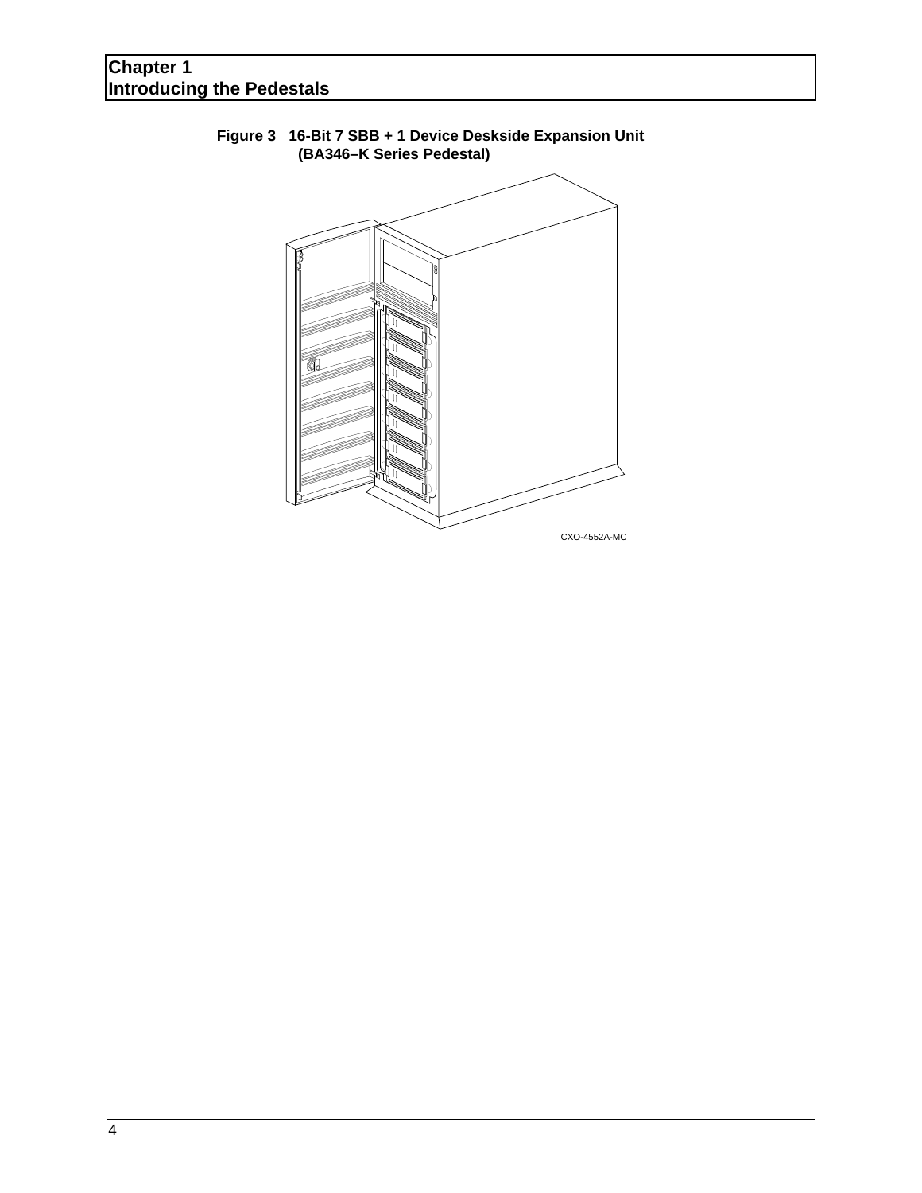**Figure 3   16-Bit 7 SBB + 1 Device Deskside Expansion Unit (BA346–K Series Pedestal)**

CXO-4552A-MC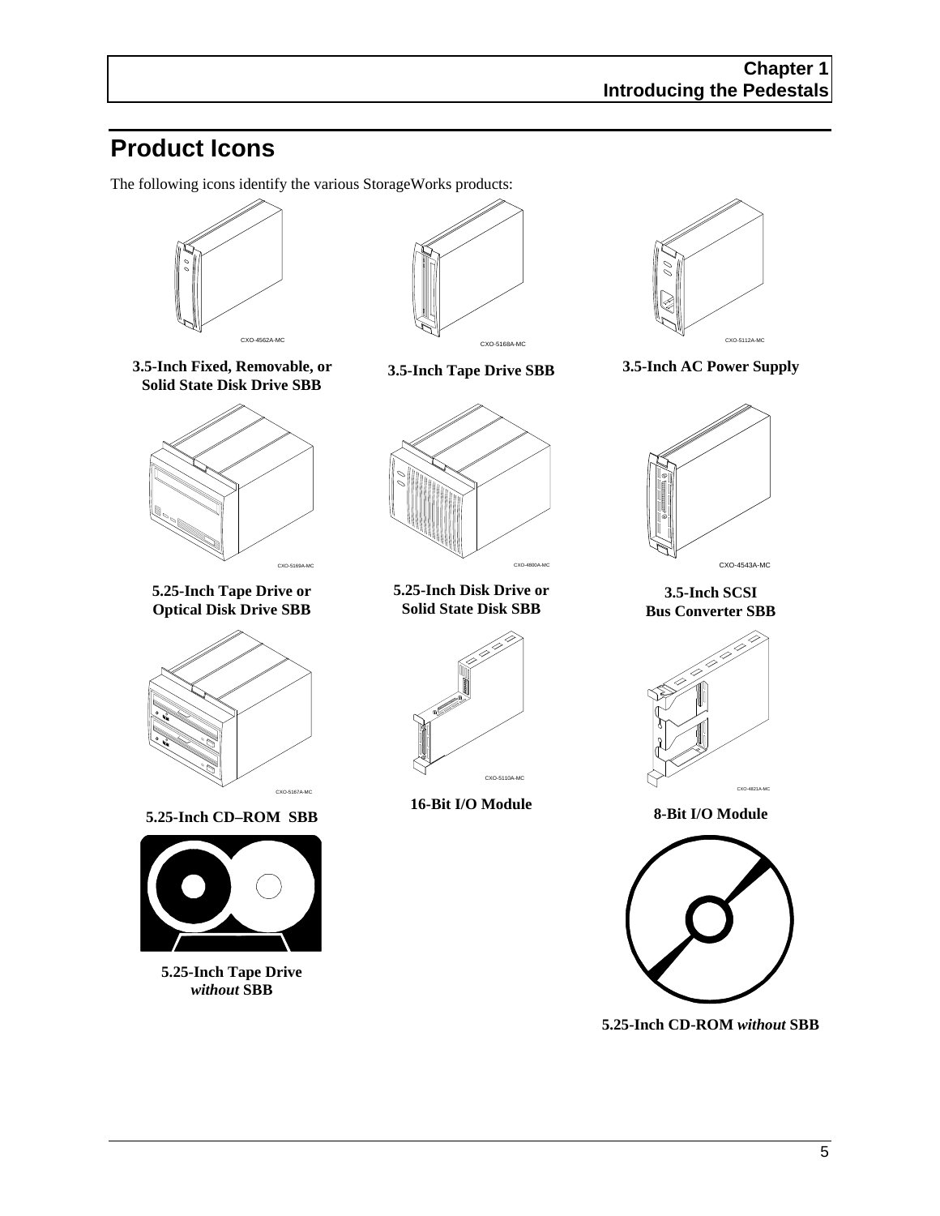## Product Icons

The following icons identify the various StorageWorks products:

CXO-4562A-MC

**3.5-Inch Fixed, Removable, or Solid State Disk Drive SBB**

CXO-5168A-MC

**3.5-Inch Tape Drive SBB**

CXO-5112A-MC

**3.5-Inch AC Power Supply**

CXO-5169A-MC

**5.25-Inch Tape Drive or Optical Disk Drive SBB**

CXO-4800A-MC

**5.25-Inch Disk Drive or Solid State Disk SBB**

CXO-4543A-MC

**3.5-Inch SCSI Bus Converter SBB**

CXO-5167A-MC

**5.25-Inch CD–ROM SBB**

CXO-5110A-MC

**16-Bit I/O Module**

CXO-4821A-MC

**8-Bit I/O Module**

**5.25-Inch Tape Drive *without* SBB**

**5.25-Inch CD-ROM *without* SBB**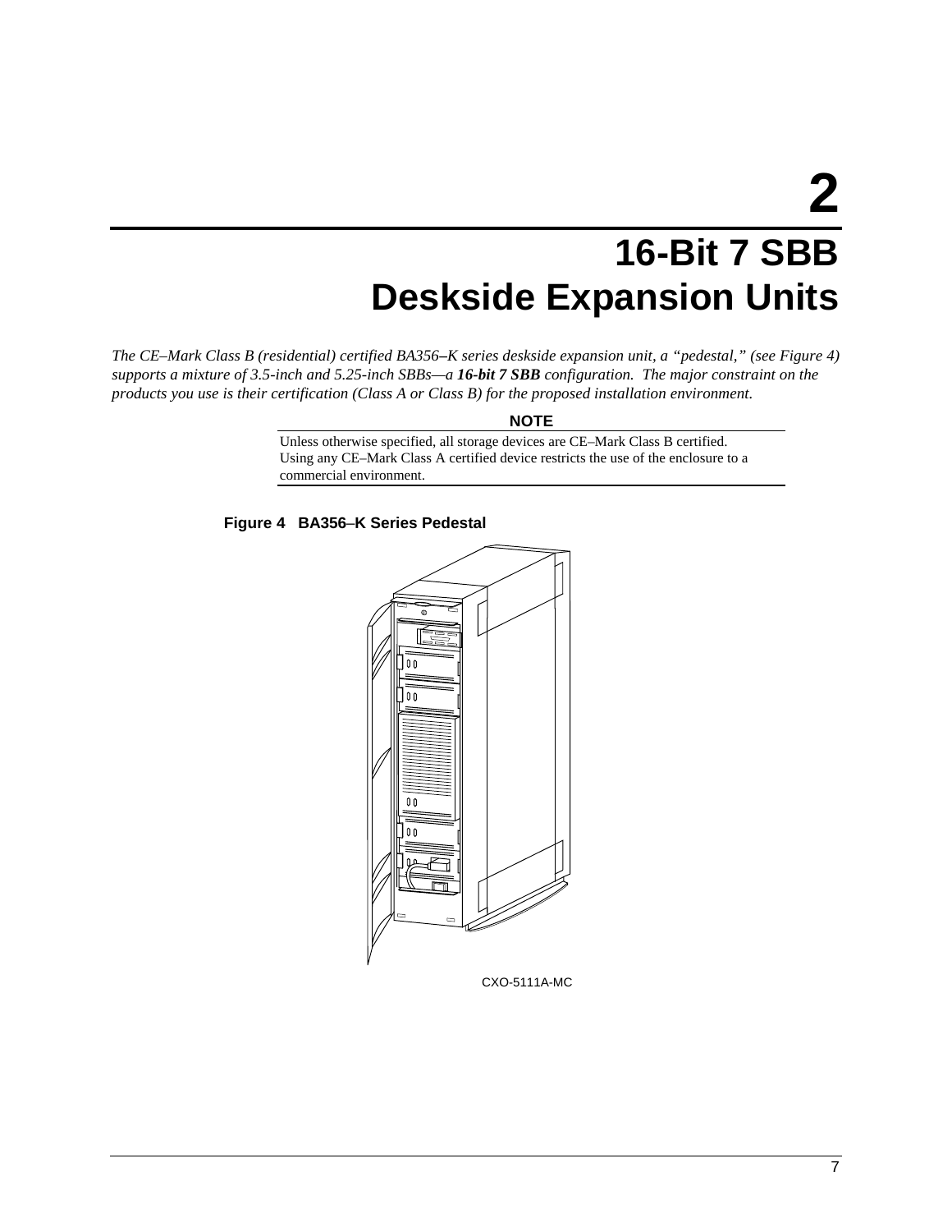# 2

# 16-Bit 7 SBB Deskside Expansion Units

*The CE–Mark Class B (residential) certified BA356–K series deskside expansion unit, a "pedestal," (see Figure 4) supports a mixture of 3.5-inch and 5.25-inch SBBs—a* ***16-bit 7 SBB*** *configuration. The major constraint on the products you use is their certification (Class A or Class B) for the proposed installation environment.*

**NOTE**

Unless otherwise specified, all storage devices are CE–Mark Class B certified. Using any CE–Mark Class A certified device restricts the use of the enclosure to a commercial environment.

**Figure 4 BA356–K Series Pedestal**

CXO-5111A-MC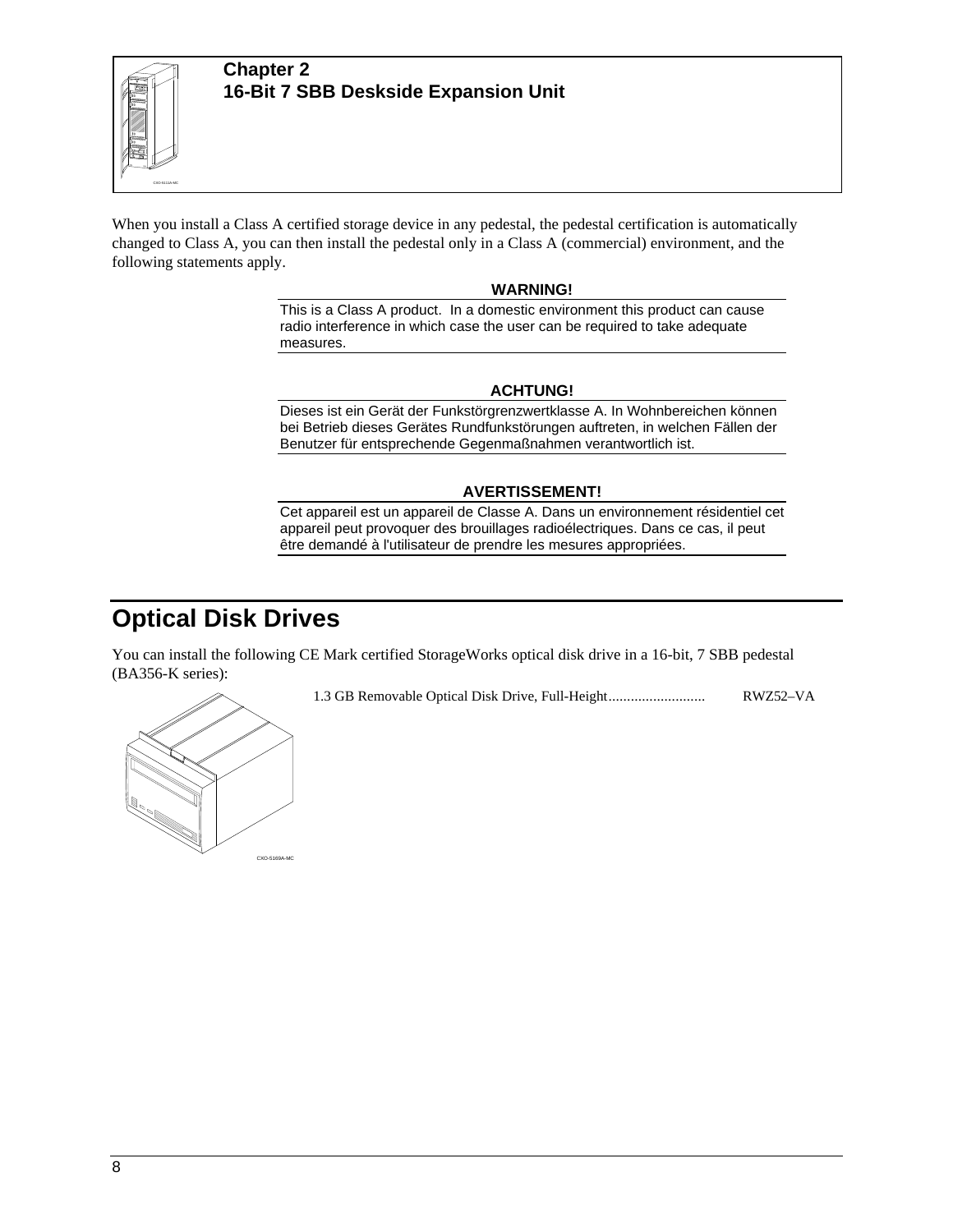# Chapter 2
## 16-Bit 7 SBB Deskside Expansion Unit

When you install a Class A certified storage device in any pedestal, the pedestal certification is automatically changed to Class A, you can then install the pedestal only in a Class A (commercial) environment, and the following statements apply.

**WARNING!**

This is a Class A product. In a domestic environment this product can cause radio interference in which case the user can be required to take adequate measures.

**ACHTUNG!**

Dieses ist ein Gerät der Funkstörgrenzwertklasse A. In Wohnbereichen können bei Betrieb dieses Gerätes Rundfunkstörungen auftreten, in welchen Fällen der Benutzer für entsprechende Gegenmaßnahmen verantwortlich ist.

**AVERTISSEMENT!**

Cet appareil est un appareil de Classe A. Dans un environnement résidentiel cet appareil peut provoquer des brouillages radioélectriques. Dans ce cas, il peut être demandé à l'utilisateur de prendre les mesures appropriées.

## Optical Disk Drives

You can install the following CE Mark certified StorageWorks optical disk drive in a 16-bit, 7 SBB pedestal (BA356-K series):

1.3 GB Removable Optical Disk Drive, Full-Height.......................... RWZ52–VA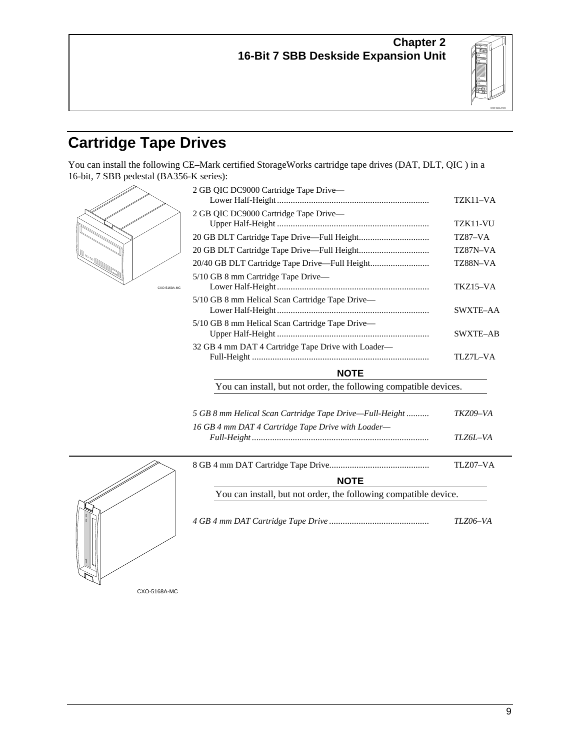# Cartridge Tape Drives

You can install the following CE–Mark certified StorageWorks cartridge tape drives (DAT, DLT, QIC ) in a 16-bit, 7 SBB pedestal (BA356-K series):

| Description | Order Number |
|---|---|
| 2 GB QIC DC9000 Cartridge Tape Drive—Lower Half-Height | TZK11–VA |
| 2 GB QIC DC9000 Cartridge Tape Drive—Upper Half-Height | TZK11-VU |
| 20 GB DLT Cartridge Tape Drive—Full Height | TZ87–VA |
| 20 GB DLT Cartridge Tape Drive—Full Height | TZ87N–VA |
| 20/40 GB DLT Cartridge Tape Drive—Full Height | TZ88N–VA |
| 5/10 GB 8 mm Cartridge Tape Drive—Lower Half-Height | TKZ15–VA |
| 5/10 GB 8 mm Helical Scan Cartridge Tape Drive—Lower Half-Height | SWXTE–AA |
| 5/10 GB 8 mm Helical Scan Cartridge Tape Drive—Upper Half-Height | SWXTE–AB |
| 32 GB 4 mm DAT 4 Cartridge Tape Drive with Loader—Full-Height | TLZ7L–VA |

**NOTE**

You can install, but not order, the following compatible devices.

| Description | Order Number |
|---|---|
| *5 GB 8 mm Helical Scan Cartridge Tape Drive—Full-Height* | *TKZ09–VA* |
| *16 GB 4 mm DAT 4 Cartridge Tape Drive with Loader—Full-Height* | *TLZ6L–VA* |

CXO-5169A-MC

| Description | Order Number |
|---|---|
| 8 GB 4 mm DAT Cartridge Tape Drive | TLZ07–VA |

**NOTE**

You can install, but not order, the following compatible device.

| Description | Order Number |
|---|---|
| *4 GB 4 mm DAT Cartridge Tape Drive* | *TLZ06–VA* |

CXO-5168A-MC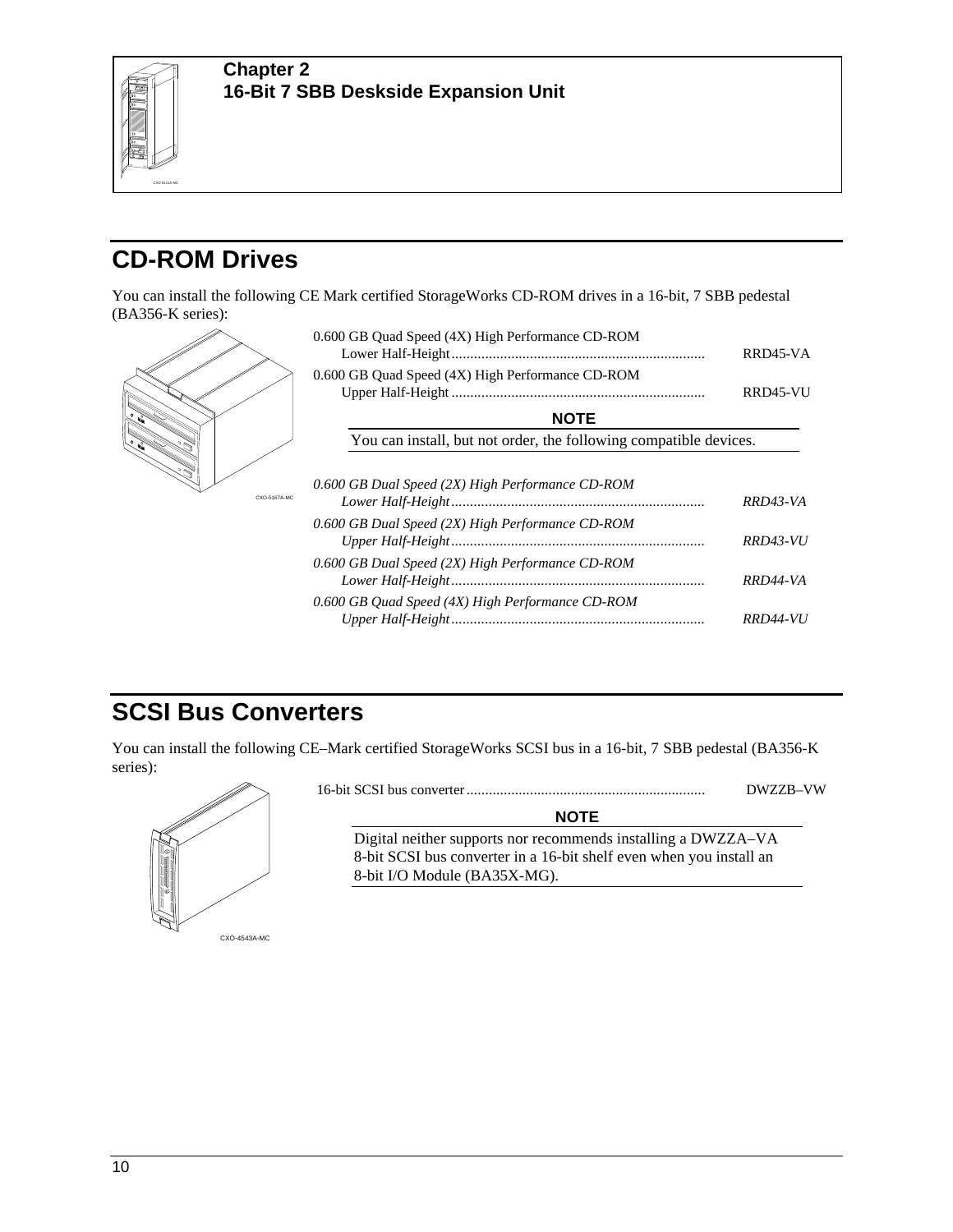**Chapter 2**
**16-Bit 7 SBB Deskside Expansion Unit**

## CD-ROM Drives

You can install the following CE Mark certified StorageWorks CD-ROM drives in a 16-bit, 7 SBB pedestal (BA356-K series):

| Description | Order Number |
|---|---|
| 0.600 GB Quad Speed (4X) High Performance CD-ROM Lower Half-Height | RRD45-VA |
| 0.600 GB Quad Speed (4X) High Performance CD-ROM Upper Half-Height | RRD45-VU |

**NOTE**

You can install, but not order, the following compatible devices.

| Description | Order Number |
|---|---|
| *0.600 GB Dual Speed (2X) High Performance CD-ROM Lower Half-Height* | *RRD43-VA* |
| *0.600 GB Dual Speed (2X) High Performance CD-ROM Upper Half-Height* | *RRD43-VU* |
| *0.600 GB Dual Speed (2X) High Performance CD-ROM Lower Half-Height* | *RRD44-VA* |
| *0.600 GB Quad Speed (4X) High Performance CD-ROM Upper Half-Height* | *RRD44-VU* |

## SCSI Bus Converters

You can install the following CE–Mark certified StorageWorks SCSI bus in a 16-bit, 7 SBB pedestal (BA356-K series):

| Description | Order Number |
|---|---|
| 16-bit SCSI bus converter | DWZZB–VW |

**NOTE**

Digital neither supports nor recommends installing a DWZZA–VA 8-bit SCSI bus converter in a 16-bit shelf even when you install an 8-bit I/O Module (BA35X-MG).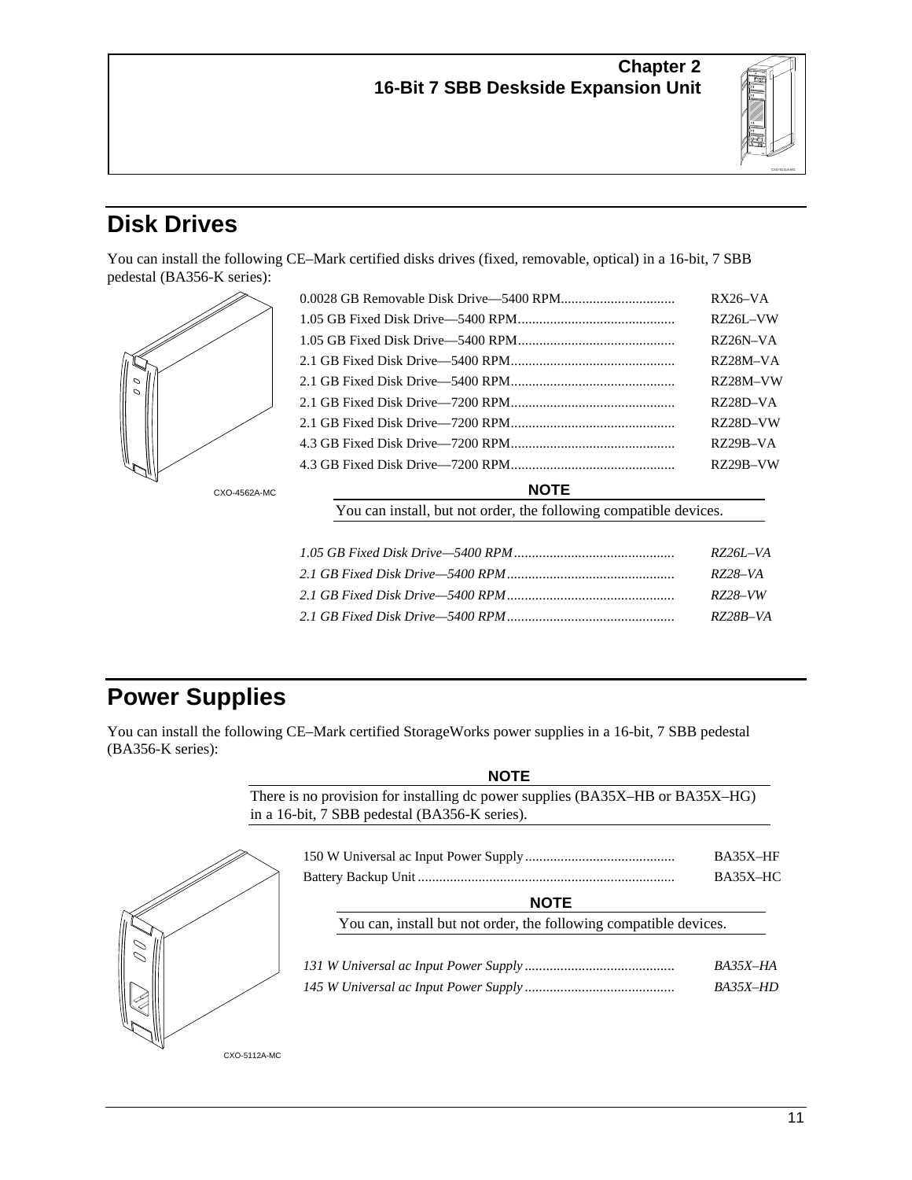# Chapter 2
# 16-Bit 7 SBB Deskside Expansion Unit

## Disk Drives

You can install the following CE–Mark certified disks drives (fixed, removable, optical) in a 16-bit, 7 SBB pedestal (BA356-K series):

| Description | Order Number |
|---|---|
| 0.0028 GB Removable Disk Drive—5400 RPM | RX26–VA |
| 1.05 GB Fixed Disk Drive—5400 RPM | RZ26L–VW |
| 1.05 GB Fixed Disk Drive—5400 RPM | RZ26N–VA |
| 2.1 GB Fixed Disk Drive—5400 RPM | RZ28M–VA |
| 2.1 GB Fixed Disk Drive—5400 RPM | RZ28M–VW |
| 2.1 GB Fixed Disk Drive—7200 RPM | RZ28D–VA |
| 2.1 GB Fixed Disk Drive—7200 RPM | RZ28D–VW |
| 4.3 GB Fixed Disk Drive—7200 RPM | RZ29B–VA |
| 4.3 GB Fixed Disk Drive—7200 RPM | RZ29B–VW |

CXO-4562A-MC

**NOTE**

You can install, but not order, the following compatible devices.

| Description | Order Number |
|---|---|
| *1.05 GB Fixed Disk Drive—5400 RPM* | *RZ26L–VA* |
| *2.1 GB Fixed Disk Drive—5400 RPM* | *RZ28–VA* |
| *2.1 GB Fixed Disk Drive—5400 RPM* | *RZ28–VW* |
| *2.1 GB Fixed Disk Drive—5400 RPM* | *RZ28B–VA* |

## Power Supplies

You can install the following CE–Mark certified StorageWorks power supplies in a 16-bit, 7 SBB pedestal (BA356-K series):

**NOTE**

There is no provision for installing dc power supplies (BA35X–HB or BA35X–HG) in a 16-bit, 7 SBB pedestal (BA356-K series).

| Description | Order Number |
|---|---|
| 150 W Universal ac Input Power Supply | BA35X–HF |
| Battery Backup Unit | BA35X–HC |

**NOTE**

You can, install but not order, the following compatible devices.

| Description | Order Number |
|---|---|
| *131 W Universal ac Input Power Supply* | *BA35X–HA* |
| *145 W Universal ac Input Power Supply* | *BA35X–HD* |

CXO-5112A-MC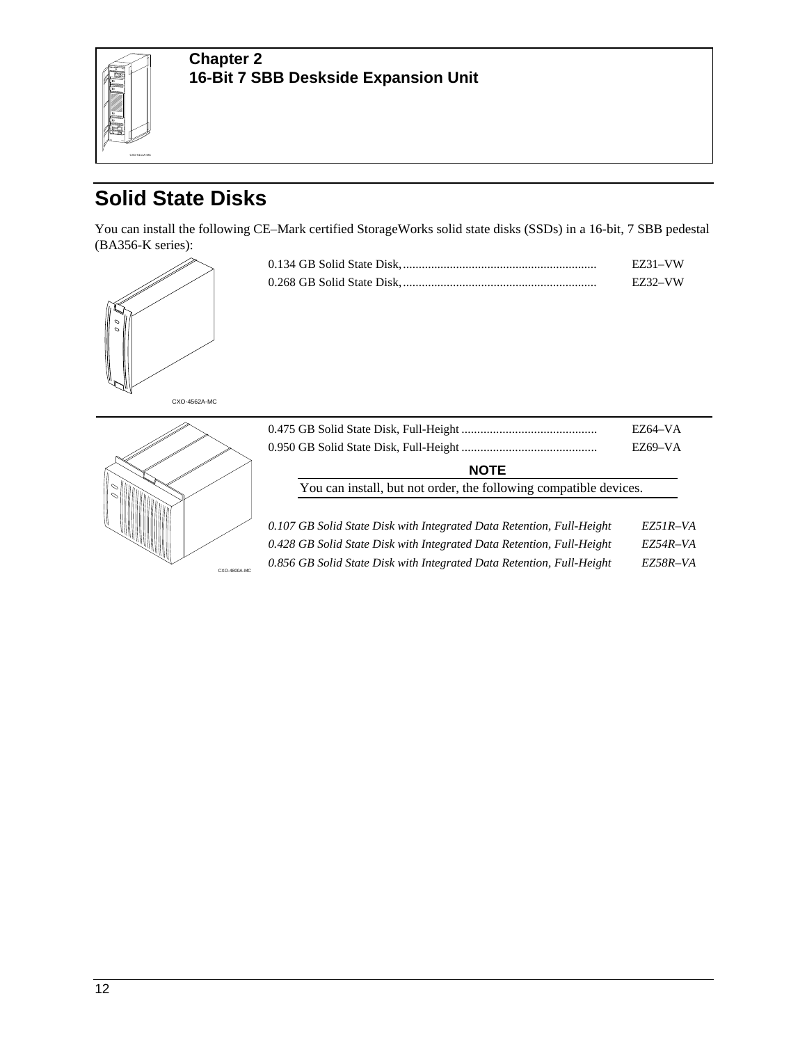**Chapter 2**
**16-Bit 7 SBB Deskside Expansion Unit**

## Solid State Disks

You can install the following CE–Mark certified StorageWorks solid state disks (SSDs) in a 16-bit, 7 SBB pedestal (BA356-K series):

| | |
|---|---|
| 0.134 GB Solid State Disk, | EZ31–VW |
| 0.268 GB Solid State Disk, | EZ32–VW |

| | |
|---|---|
| 0.475 GB Solid State Disk, Full-Height | EZ64–VA |
| 0.950 GB Solid State Disk, Full-Height | EZ69–VA |

**NOTE**

You can install, but not order, the following compatible devices.

| | |
|---|---|
| *0.107 GB Solid State Disk with Integrated Data Retention, Full-Height* | *EZ51R–VA* |
| *0.428 GB Solid State Disk with Integrated Data Retention, Full-Height* | *EZ54R–VA* |
| *0.856 GB Solid State Disk with Integrated Data Retention, Full-Height* | *EZ58R–VA* |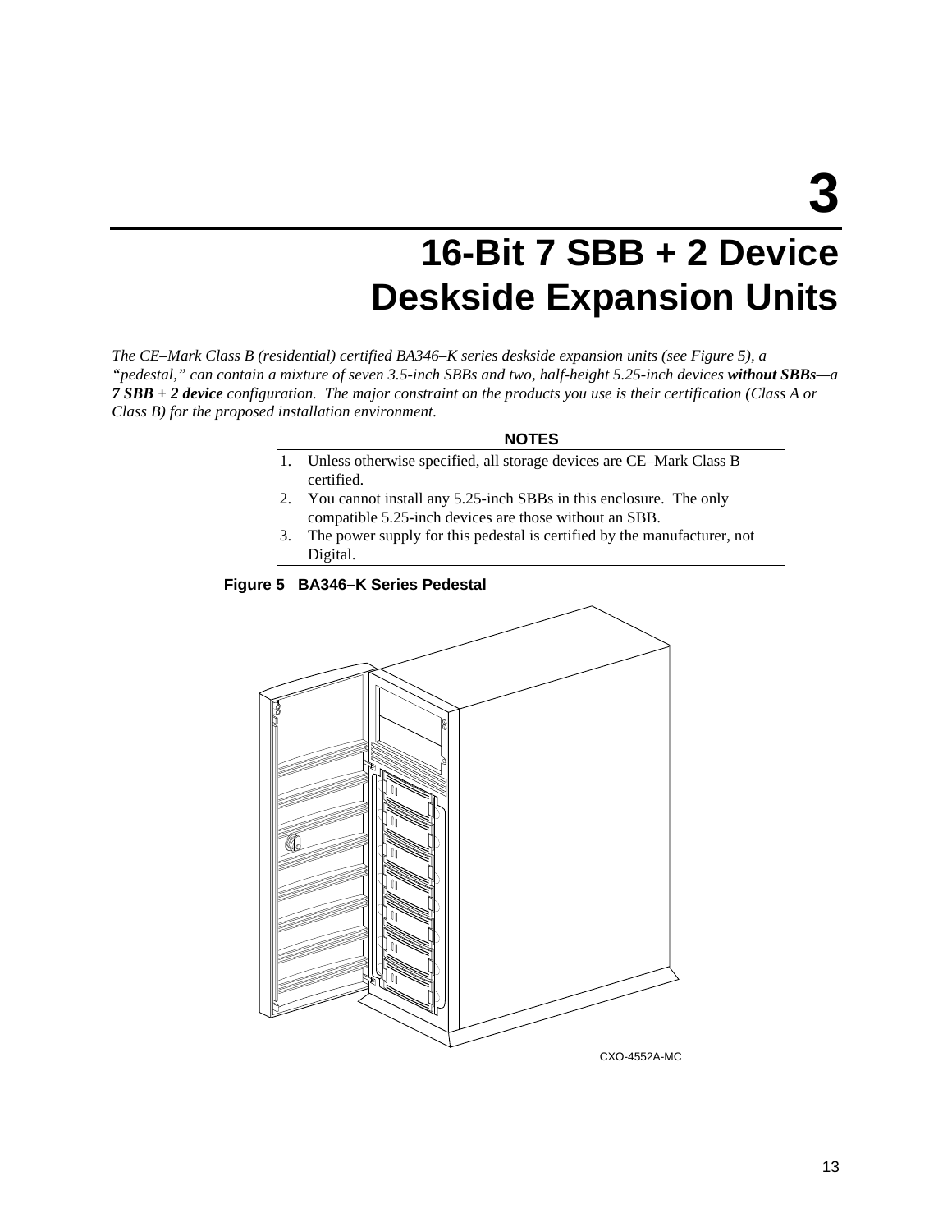# 3

# 16-Bit 7 SBB + 2 Device Deskside Expansion Units

*The CE–Mark Class B (residential) certified BA346–K series deskside expansion units (see Figure 5), a "pedestal," can contain a mixture of seven 3.5-inch SBBs and two, half-height 5.25-inch devices **without SBBs**—a **7 SBB + 2 device** configuration. The major constraint on the products you use is their certification (Class A or Class B) for the proposed installation environment.*

**NOTES**

1. Unless otherwise specified, all storage devices are CE–Mark Class B certified.
2. You cannot install any 5.25-inch SBBs in this enclosure. The only compatible 5.25-inch devices are those without an SBB.
3. The power supply for this pedestal is certified by the manufacturer, not Digital.

**Figure 5 BA346–K Series Pedestal**

CXO-4552A-MC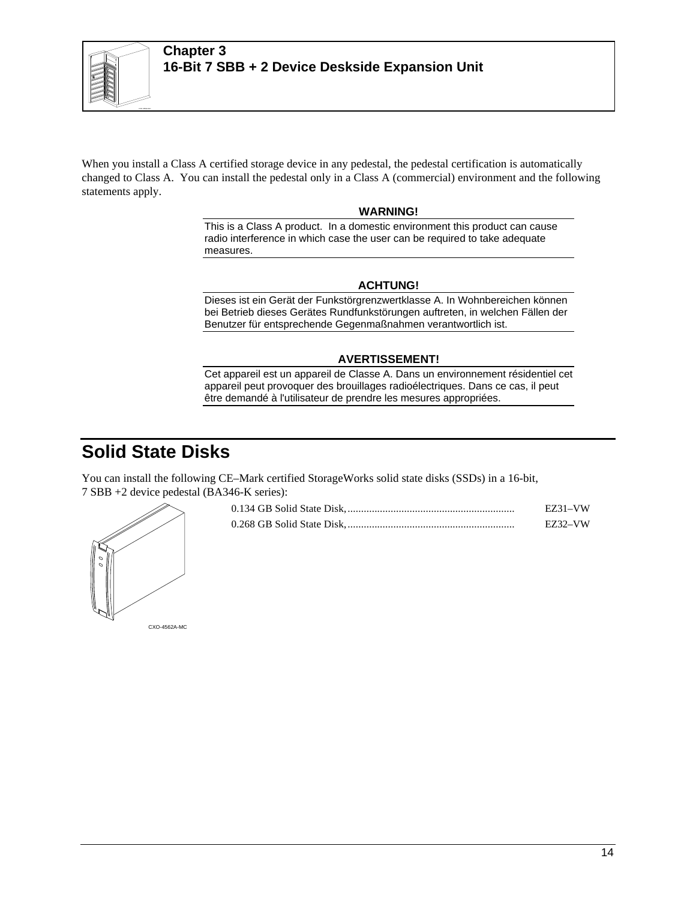# Chapter 3
## 16-Bit 7 SBB + 2 Device Deskside Expansion Unit

When you install a Class A certified storage device in any pedestal, the pedestal certification is automatically changed to Class A. You can install the pedestal only in a Class A (commercial) environment and the following statements apply.

**WARNING!**

This is a Class A product. In a domestic environment this product can cause radio interference in which case the user can be required to take adequate measures.

**ACHTUNG!**

Dieses ist ein Gerät der Funkstörgrenzwertklasse A. In Wohnbereichen können bei Betrieb dieses Gerätes Rundfunkstörungen auftreten, in welchen Fällen der Benutzer für entsprechende Gegenmaßnahmen verantwortlich ist.

**AVERTISSEMENT!**

Cet appareil est un appareil de Classe A. Dans un environnement résidentiel cet appareil peut provoquer des brouillages radioélectriques. Dans ce cas, il peut être demandé à l'utilisateur de prendre les mesures appropriées.

## Solid State Disks

You can install the following CE–Mark certified StorageWorks solid state disks (SSDs) in a 16-bit, 7 SBB +2 device pedestal (BA346-K series):

0.134 GB Solid State Disk, .............................................................. EZ31–VW

0.268 GB Solid State Disk, .............................................................. EZ32–VW

CXO-4562A-MC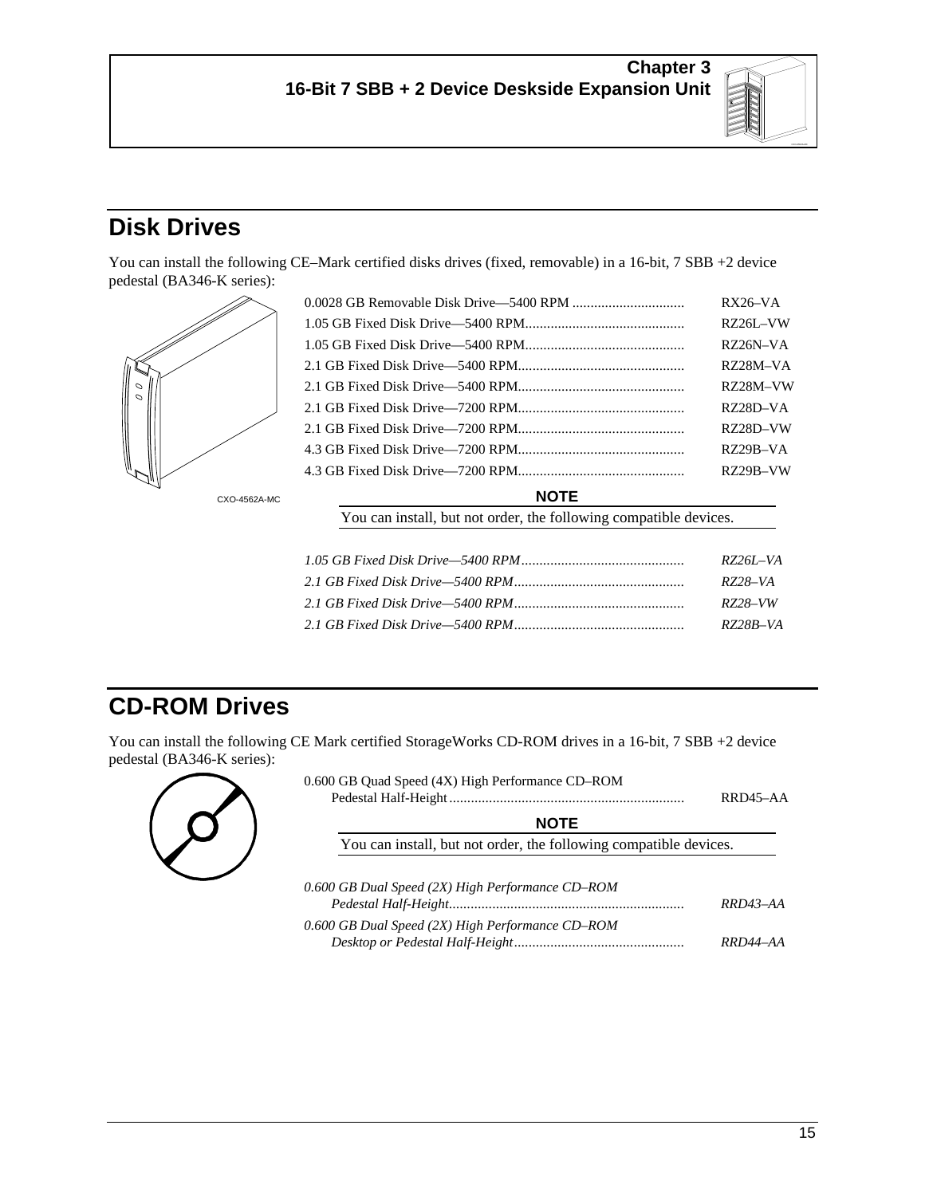# Chapter 3
## 16-Bit 7 SBB + 2 Device Deskside Expansion Unit

## Disk Drives

You can install the following CE–Mark certified disks drives (fixed, removable) in a 16-bit, 7 SBB +2 device pedestal (BA346-K series):

| Description | Part Number |
|---|---|
| 0.0028 GB Removable Disk Drive—5400 RPM | RX26–VA |
| 1.05 GB Fixed Disk Drive—5400 RPM | RZ26L–VW |
| 1.05 GB Fixed Disk Drive—5400 RPM | RZ26N–VA |
| 2.1 GB Fixed Disk Drive—5400 RPM | RZ28M–VA |
| 2.1 GB Fixed Disk Drive—5400 RPM | RZ28M–VW |
| 2.1 GB Fixed Disk Drive—7200 RPM | RZ28D–VA |
| 2.1 GB Fixed Disk Drive—7200 RPM | RZ28D–VW |
| 4.3 GB Fixed Disk Drive—7200 RPM | RZ29B–VA |
| 4.3 GB Fixed Disk Drive—7200 RPM | RZ29B–VW |

CXO-4562A-MC

**NOTE**

You can install, but not order, the following compatible devices.

| Description | Part Number |
|---|---|
| *1.05 GB Fixed Disk Drive—5400 RPM* | *RZ26L–VA* |
| *2.1 GB Fixed Disk Drive—5400 RPM* | *RZ28–VA* |
| *2.1 GB Fixed Disk Drive—5400 RPM* | *RZ28–VW* |
| *2.1 GB Fixed Disk Drive—5400 RPM* | *RZ28B–VA* |

## CD-ROM Drives

You can install the following CE Mark certified StorageWorks CD-ROM drives in a 16-bit, 7 SBB +2 device pedestal (BA346-K series):

| Description | Part Number |
|---|---|
| 0.600 GB Quad Speed (4X) High Performance CD–ROM Pedestal Half-Height | RRD45–AA |

**NOTE**

You can install, but not order, the following compatible devices.

| Description | Part Number |
|---|---|
| *0.600 GB Dual Speed (2X) High Performance CD–ROM Pedestal Half-Height* | *RRD43–AA* |
| *0.600 GB Dual Speed (2X) High Performance CD–ROM Desktop or Pedestal Half-Height* | *RRD44–AA* |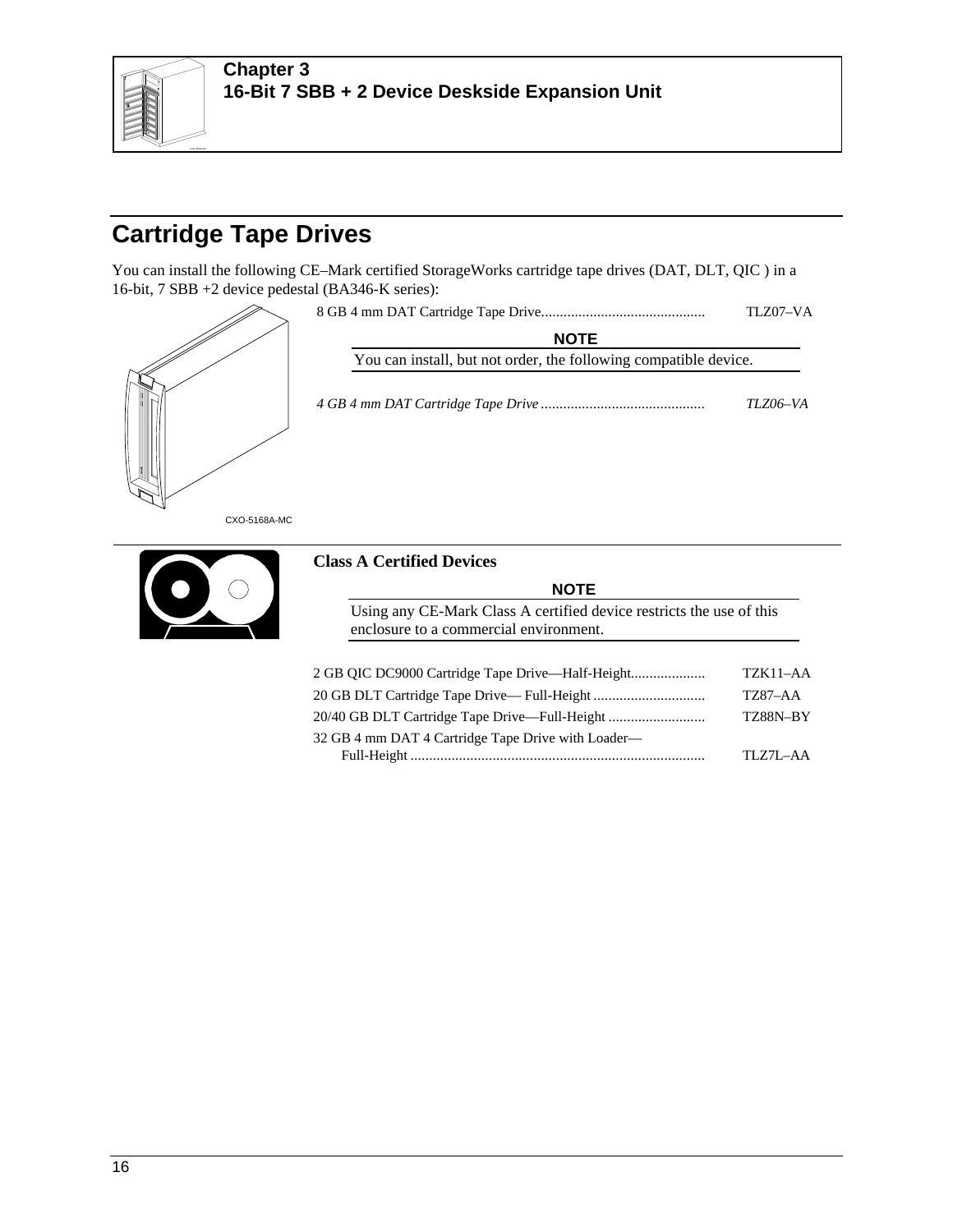# Cartridge Tape Drives

You can install the following CE–Mark certified StorageWorks cartridge tape drives (DAT, DLT, QIC ) in a 16-bit, 7 SBB +2 device pedestal (BA346-K series):

| Device | Order Number |
| --- | --- |
| 8 GB 4 mm DAT Cartridge Tape Drive | TLZ07–VA |

**NOTE**

You can install, but not order, the following compatible device.

| Device | Order Number |
| --- | --- |
| *4 GB 4 mm DAT Cartridge Tape Drive* | *TLZ06–VA* |

CXO-5168A-MC

**Class A Certified Devices**

**NOTE**

Using any CE-Mark Class A certified device restricts the use of this enclosure to a commercial environment.

| Device | Order Number |
| --- | --- |
| 2 GB QIC DC9000 Cartridge Tape Drive—Half-Height | TZK11–AA |
| 20 GB DLT Cartridge Tape Drive— Full-Height | TZ87–AA |
| 20/40 GB DLT Cartridge Tape Drive—Full-Height | TZ88N–BY |
| 32 GB 4 mm DAT 4 Cartridge Tape Drive with Loader—Full-Height | TLZ7L–AA |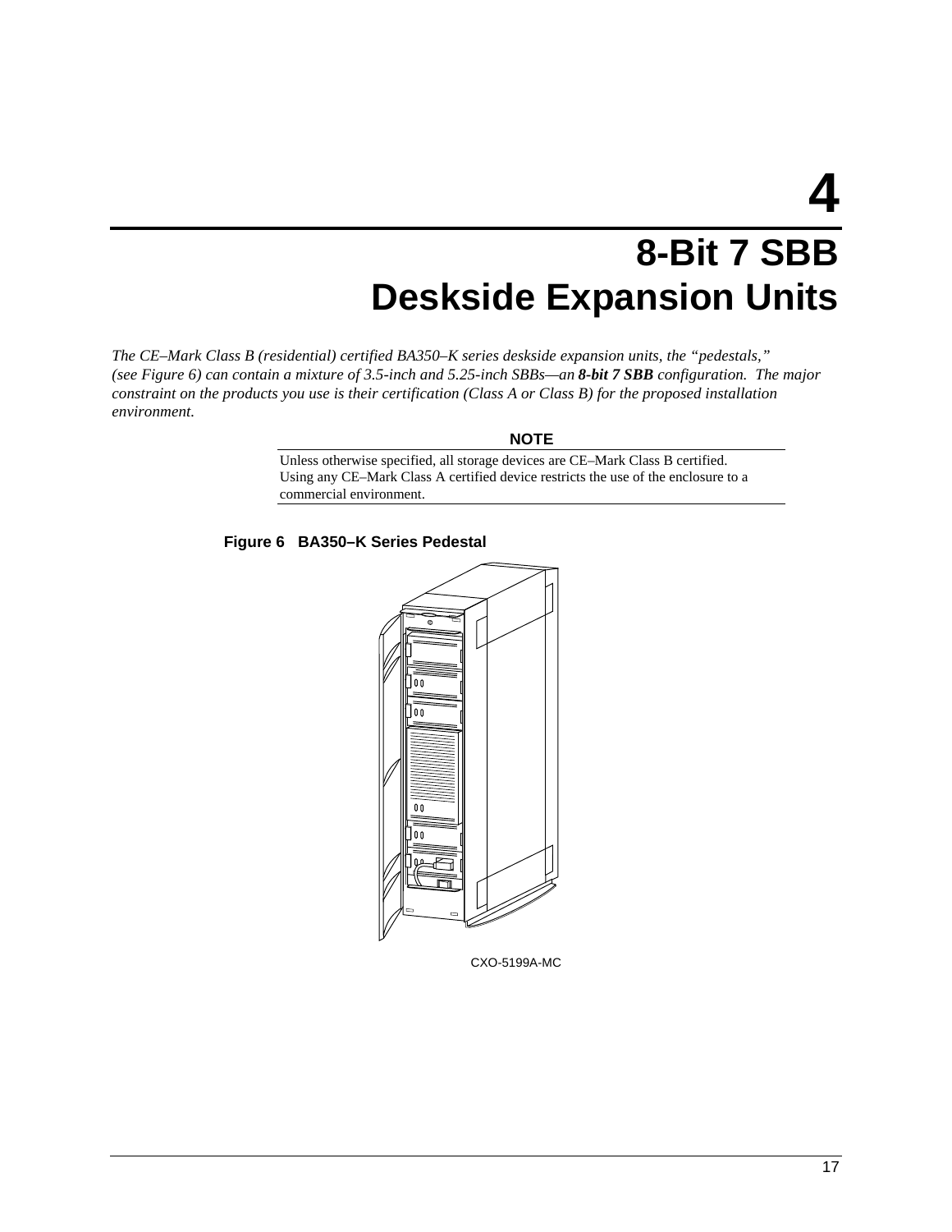# 4

# 8-Bit 7 SBB Deskside Expansion Units

*The CE–Mark Class B (residential) certified BA350–K series deskside expansion units, the "pedestals," (see Figure 6) can contain a mixture of 3.5-inch and 5.25-inch SBBs—an* ***8-bit 7 SBB*** *configuration. The major constraint on the products you use is their certification (Class A or Class B) for the proposed installation environment.*

**NOTE**

Unless otherwise specified, all storage devices are CE–Mark Class B certified. Using any CE–Mark Class A certified device restricts the use of the enclosure to a commercial environment.

**Figure 6 BA350–K Series Pedestal**

CXO-5199A-MC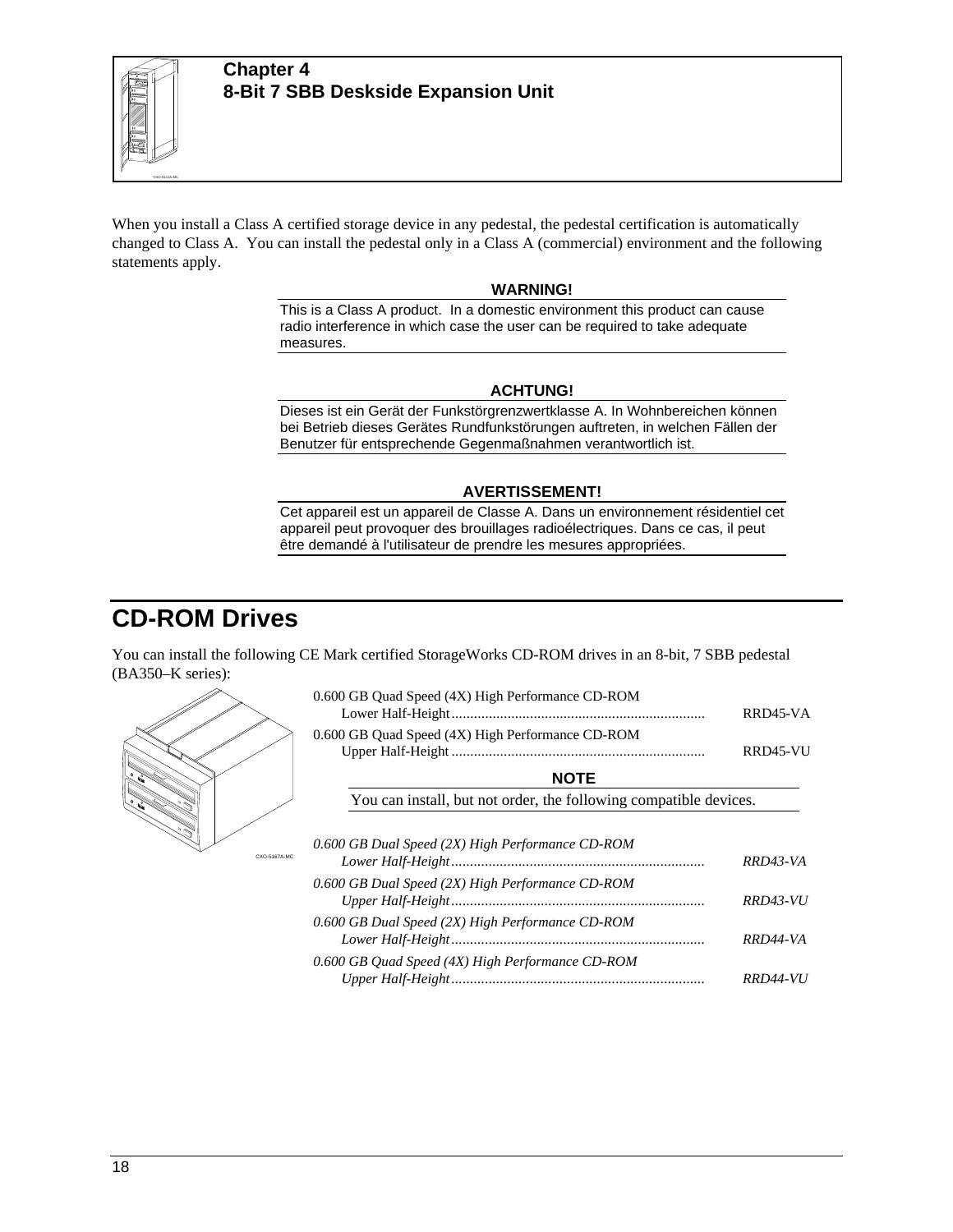## Chapter 4
## 8-Bit 7 SBB Deskside Expansion Unit

When you install a Class A certified storage device in any pedestal, the pedestal certification is automatically changed to Class A. You can install the pedestal only in a Class A (commercial) environment and the following statements apply.

**WARNING!**

This is a Class A product. In a domestic environment this product can cause radio interference in which case the user can be required to take adequate measures.

**ACHTUNG!**

Dieses ist ein Gerät der Funkstörgrenzwertklasse A. In Wohnbereichen können bei Betrieb dieses Gerätes Rundfunkstörungen auftreten, in welchen Fällen der Benutzer für entsprechende Gegenmaßnahmen verantwortlich ist.

**AVERTISSEMENT!**

Cet appareil est un appareil de Classe A. Dans un environnement résidentiel cet appareil peut provoquer des brouillages radioélectriques. Dans ce cas, il peut être demandé à l'utilisateur de prendre les mesures appropriées.

# CD-ROM Drives

You can install the following CE Mark certified StorageWorks CD-ROM drives in an 8-bit, 7 SBB pedestal (BA350–K series):

0.600 GB Quad Speed (4X) High Performance CD-ROM Lower Half-Height .......... RRD45-VA

0.600 GB Quad Speed (4X) High Performance CD-ROM Upper Half-Height .......... RRD45-VU

**NOTE**

You can install, but not order, the following compatible devices.

*0.600 GB Dual Speed (2X) High Performance CD-ROM Lower Half-Height .......... RRD43-VA*

*0.600 GB Dual Speed (2X) High Performance CD-ROM Upper Half-Height .......... RRD43-VU*

*0.600 GB Dual Speed (2X) High Performance CD-ROM Lower Half-Height .......... RRD44-VA*

*0.600 GB Quad Speed (4X) High Performance CD-ROM Upper Half-Height .......... RRD44-VU*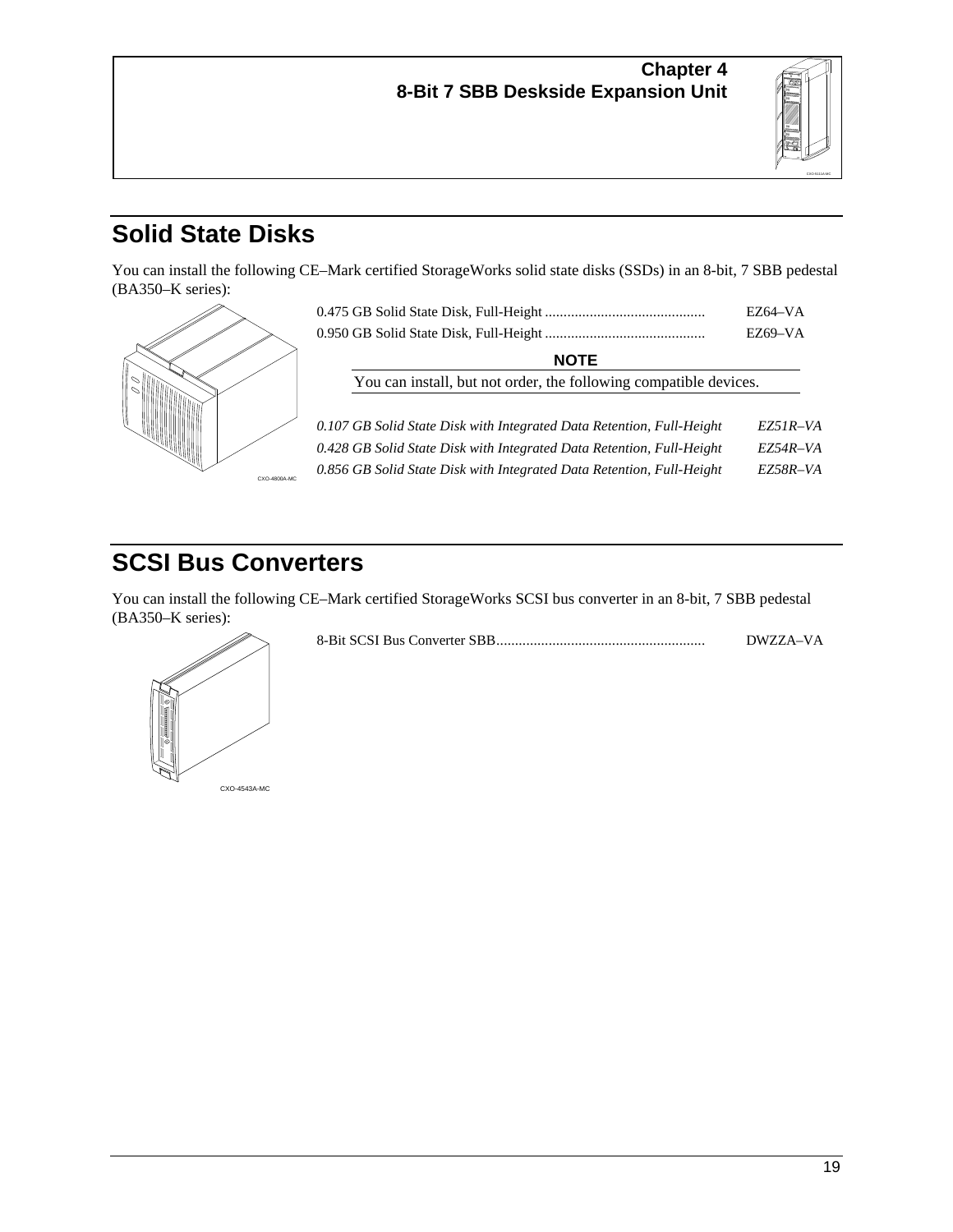# Chapter 4
# 8-Bit 7 SBB Deskside Expansion Unit

## Solid State Disks

You can install the following CE–Mark certified StorageWorks solid state disks (SSDs) in an 8-bit, 7 SBB pedestal (BA350–K series):

CXO-4800A-MC

| Description | Part Number |
|---|---|
| 0.475 GB Solid State Disk, Full-Height | EZ64–VA |
| 0.950 GB Solid State Disk, Full-Height | EZ69–VA |

**NOTE**

You can install, but not order, the following compatible devices.

| Description | Part Number |
|---|---|
| *0.107 GB Solid State Disk with Integrated Data Retention, Full-Height* | *EZ51R–VA* |
| *0.428 GB Solid State Disk with Integrated Data Retention, Full-Height* | *EZ54R–VA* |
| *0.856 GB Solid State Disk with Integrated Data Retention, Full-Height* | *EZ58R–VA* |

## SCSI Bus Converters

You can install the following CE–Mark certified StorageWorks SCSI bus converter in an 8-bit, 7 SBB pedestal (BA350–K series):

CXO-4543A-MC

| Description | Part Number |
|---|---|
| 8-Bit SCSI Bus Converter SBB | DWZZA–VA |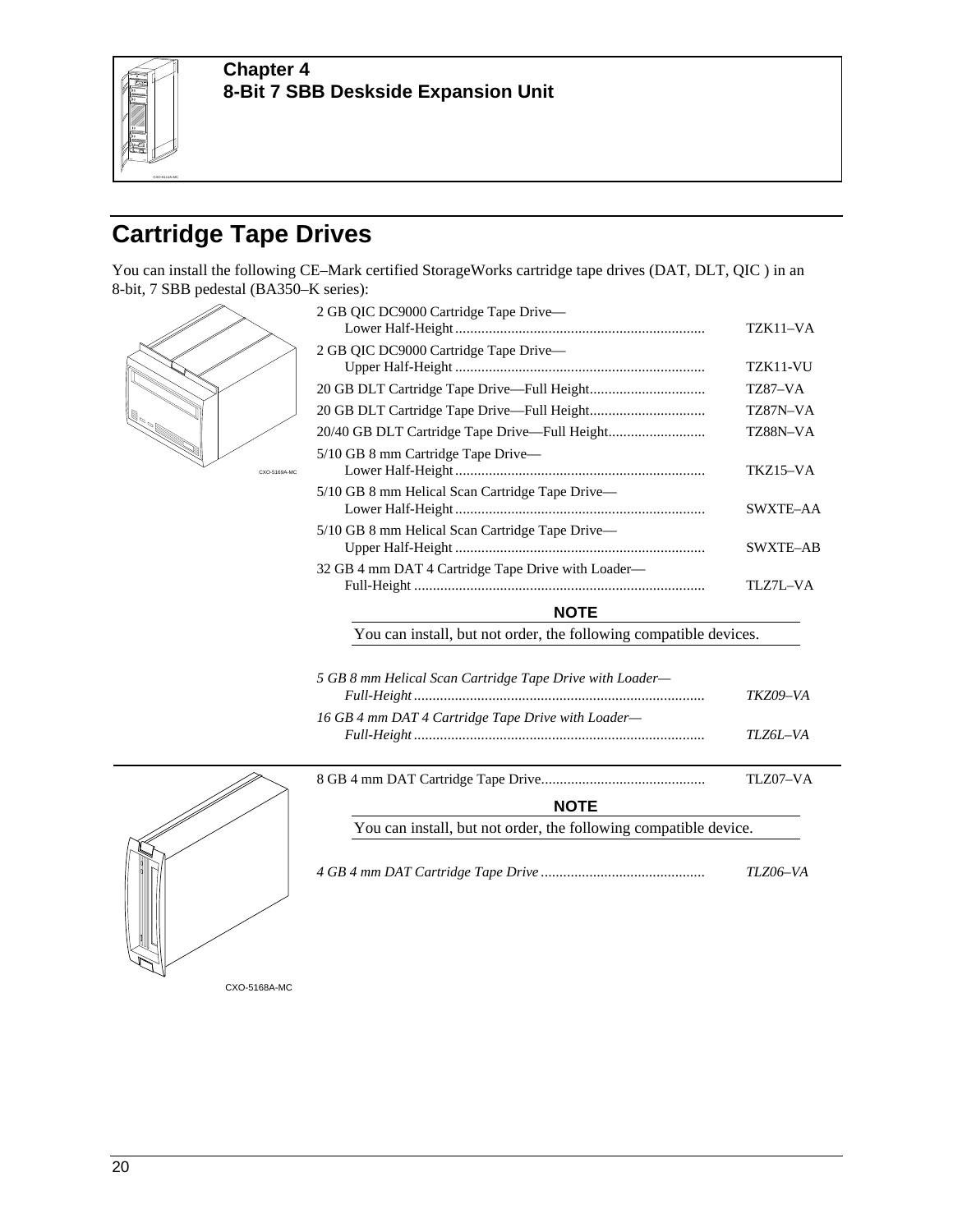**Chapter 4**
**8-Bit 7 SBB Deskside Expansion Unit**

## Cartridge Tape Drives

You can install the following CE–Mark certified StorageWorks cartridge tape drives (DAT, DLT, QIC ) in an 8-bit, 7 SBB pedestal (BA350–K series):

| Description | Order Number |
|---|---|
| 2 GB QIC DC9000 Cartridge Tape Drive— Lower Half-Height | TZK11–VA |
| 2 GB QIC DC9000 Cartridge Tape Drive— Upper Half-Height | TZK11-VU |
| 20 GB DLT Cartridge Tape Drive—Full Height | TZ87–VA |
| 20 GB DLT Cartridge Tape Drive—Full Height | TZ87N–VA |
| 20/40 GB DLT Cartridge Tape Drive—Full Height | TZ88N–VA |
| 5/10 GB 8 mm Cartridge Tape Drive— Lower Half-Height | TKZ15–VA |
| 5/10 GB 8 mm Helical Scan Cartridge Tape Drive— Lower Half-Height | SWXTE–AA |
| 5/10 GB 8 mm Helical Scan Cartridge Tape Drive— Upper Half-Height | SWXTE–AB |
| 32 GB 4 mm DAT 4 Cartridge Tape Drive with Loader— Full-Height | TLZ7L–VA |

**NOTE**

You can install, but not order, the following compatible devices.

| Description | Order Number |
|---|---|
| *5 GB 8 mm Helical Scan Cartridge Tape Drive with Loader— Full-Height* | *TKZ09–VA* |
| *16 GB 4 mm DAT 4 Cartridge Tape Drive with Loader— Full-Height* | *TLZ6L–VA* |

CXO-5169A-MC

| Description | Order Number |
|---|---|
| 8 GB 4 mm DAT Cartridge Tape Drive | TLZ07–VA |

**NOTE**

You can install, but not order, the following compatible device.

| Description | Order Number |
|---|---|
| *4 GB 4 mm DAT Cartridge Tape Drive* | *TLZ06–VA* |

CXO-5168A-MC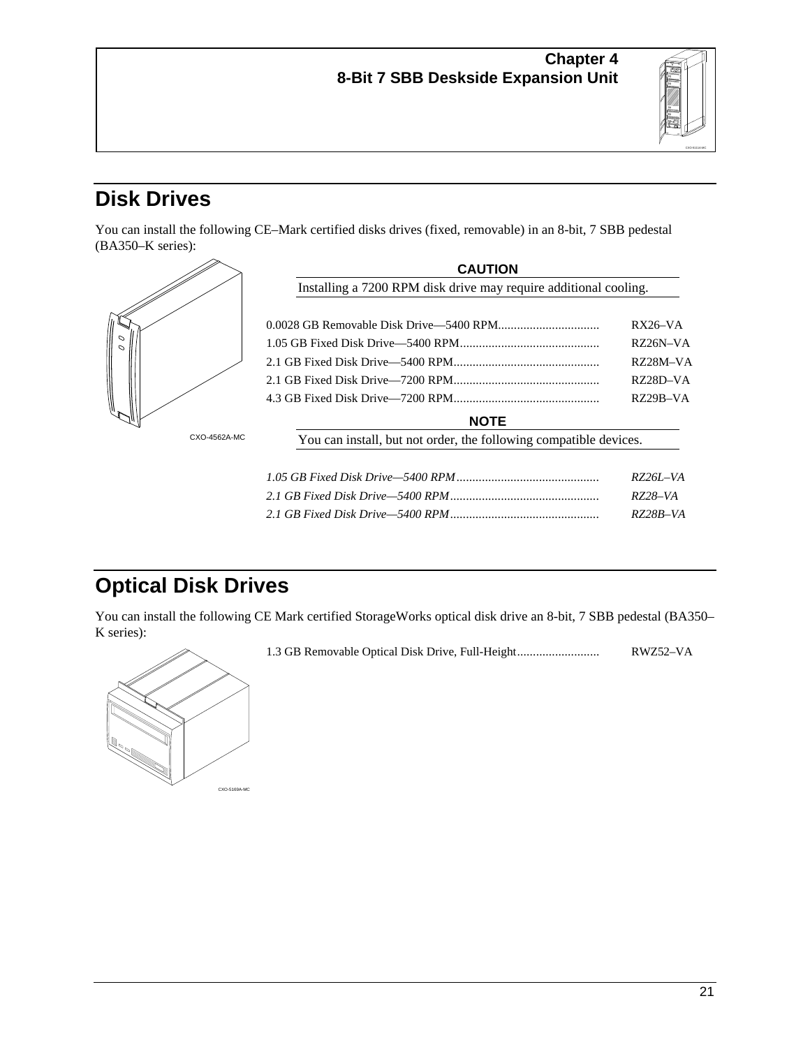**Chapter 4**
**8-Bit 7 SBB Deskside Expansion Unit**

## Disk Drives

You can install the following CE–Mark certified disks drives (fixed, removable) in an 8-bit, 7 SBB pedestal (BA350–K series):

CXO-4562A-MC

**CAUTION**

Installing a 7200 RPM disk drive may require additional cooling.

| Description | Order Number |
|---|---|
| 0.0028 GB Removable Disk Drive—5400 RPM | RX26–VA |
| 1.05 GB Fixed Disk Drive—5400 RPM | RZ26N–VA |
| 2.1 GB Fixed Disk Drive—5400 RPM | RZ28M–VA |
| 2.1 GB Fixed Disk Drive—7200 RPM | RZ28D–VA |
| 4.3 GB Fixed Disk Drive—7200 RPM | RZ29B–VA |

**NOTE**

You can install, but not order, the following compatible devices.

| Description | Order Number |
|---|---|
| *1.05 GB Fixed Disk Drive—5400 RPM* | *RZ26L–VA* |
| *2.1 GB Fixed Disk Drive—5400 RPM* | *RZ28–VA* |
| *2.1 GB Fixed Disk Drive—5400 RPM* | *RZ28B–VA* |

## Optical Disk Drives

You can install the following CE Mark certified StorageWorks optical disk drive an 8-bit, 7 SBB pedestal (BA350–K series):

| Description | Order Number |
|---|---|
| 1.3 GB Removable Optical Disk Drive, Full-Height | RWZ52–VA |

CXO-5169A-MC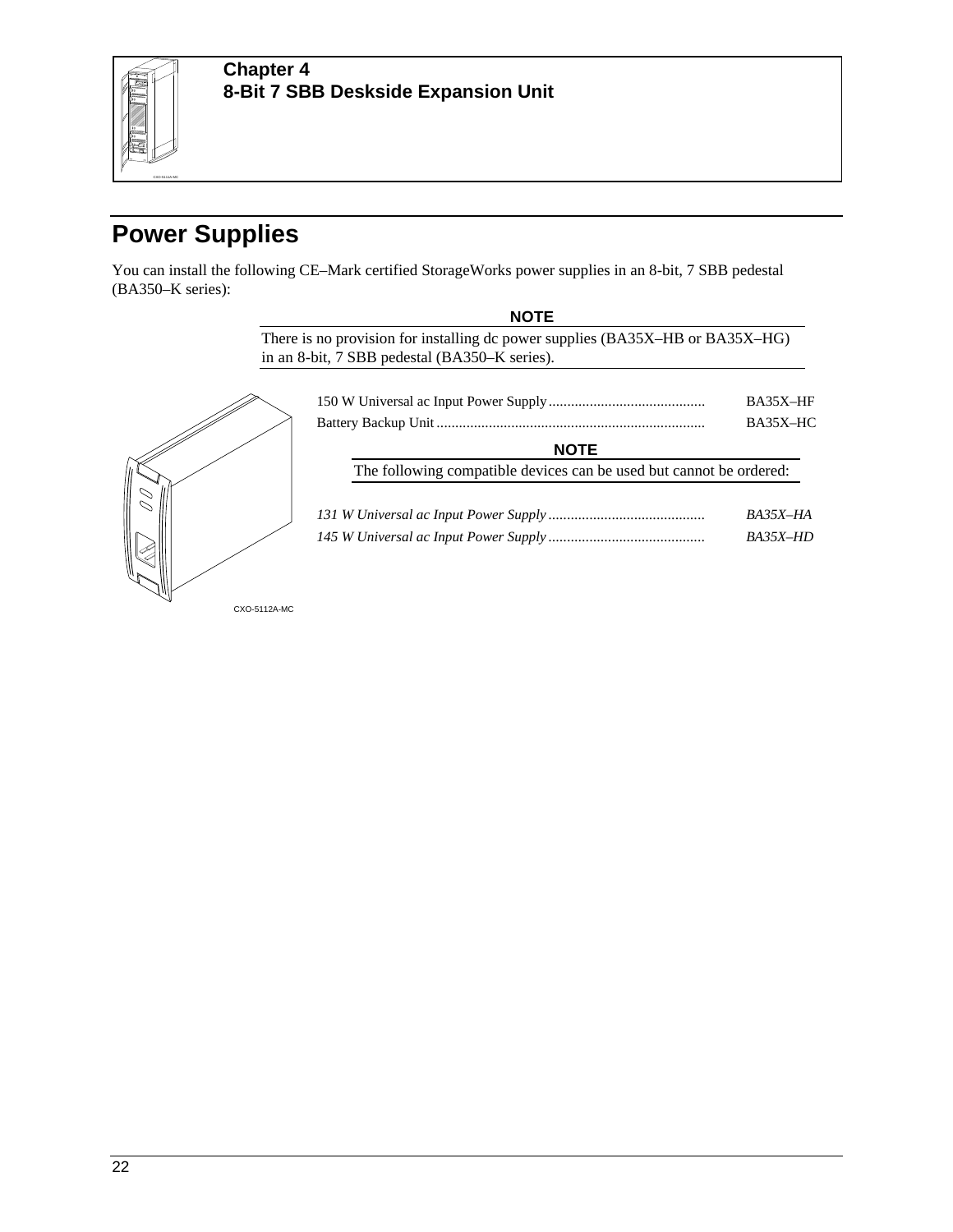**Chapter 4**
**8-Bit 7 SBB Deskside Expansion Unit**

CXO-5111A-MC

# Power Supplies

You can install the following CE–Mark certified StorageWorks power supplies in an 8-bit, 7 SBB pedestal (BA350–K series):

**NOTE**

There is no provision for installing dc power supplies (BA35X–HB or BA35X–HG) in an 8-bit, 7 SBB pedestal (BA350–K series).

150 W Universal ac Input Power Supply .......................................... BA35X–HF
Battery Backup Unit ....................................................................... BA35X–HC

**NOTE**

The following compatible devices can be used but cannot be ordered:

*131 W Universal ac Input Power Supply .......................................... BA35X–HA*
*145 W Universal ac Input Power Supply .......................................... BA35X–HD*

CXO-5112A-MC